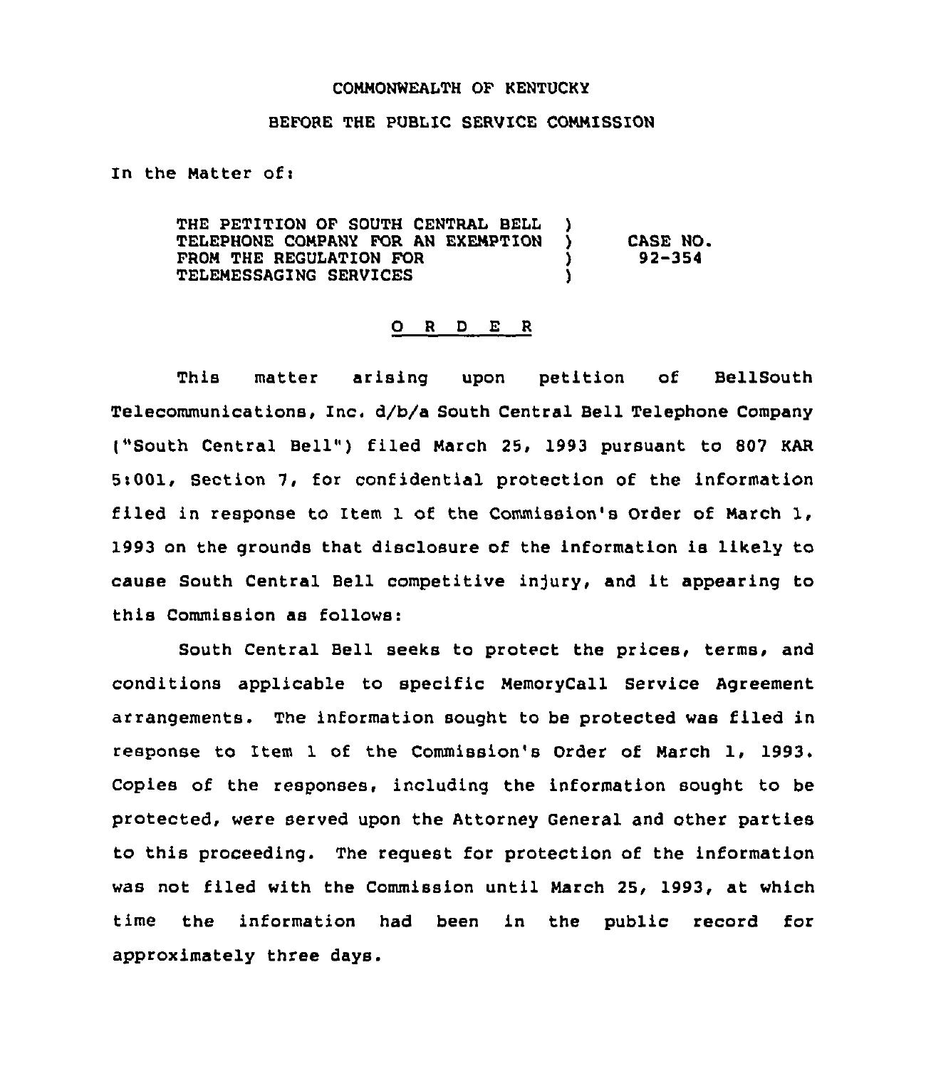COMMONWEALTH OF KENTUCKY

BEFORE THE PUBLIC SERVICE COMMISSION

In the Matter of:

THE PETITION OF SOUTH CENTRAL BELL TELEPHONE COMPANY FOR AN EXEMPTION FROM THE REGULATION FOR TELEMESSAGING SERVICES ) CASE NO. 92-354

O R D E R

This matter arising upon petition of BellSouth Telecommunications, Inc. d/b/a South Central Bell Telephone Company ("South Central Bell") filed March 25, 1993 pursuant to 807 KAR 5:001, Section 7, for confidential protection of the information filed in response to Item 1 of the Commission's Order of March 1, 1993 on the grounds that disclosure of the information is likely to cause South Central Bell competitive injury, and it appearing to this Commission as follows:

South Central Bell seeks to protect the prices, terms, and conditions applicable to specific MemoryCall Service Agreement arrangements. The information sought to be protected was filed in response to Item 1 of the Commission's Order of March 1, 1993. Copies of the responses, including the information sought to be protected, were served upon the Attorney General and other parties to this proceeding. The request for protection of the information was not filed with the Commission until March 25, 1993, at which time the information had been in the public record for approximately three days.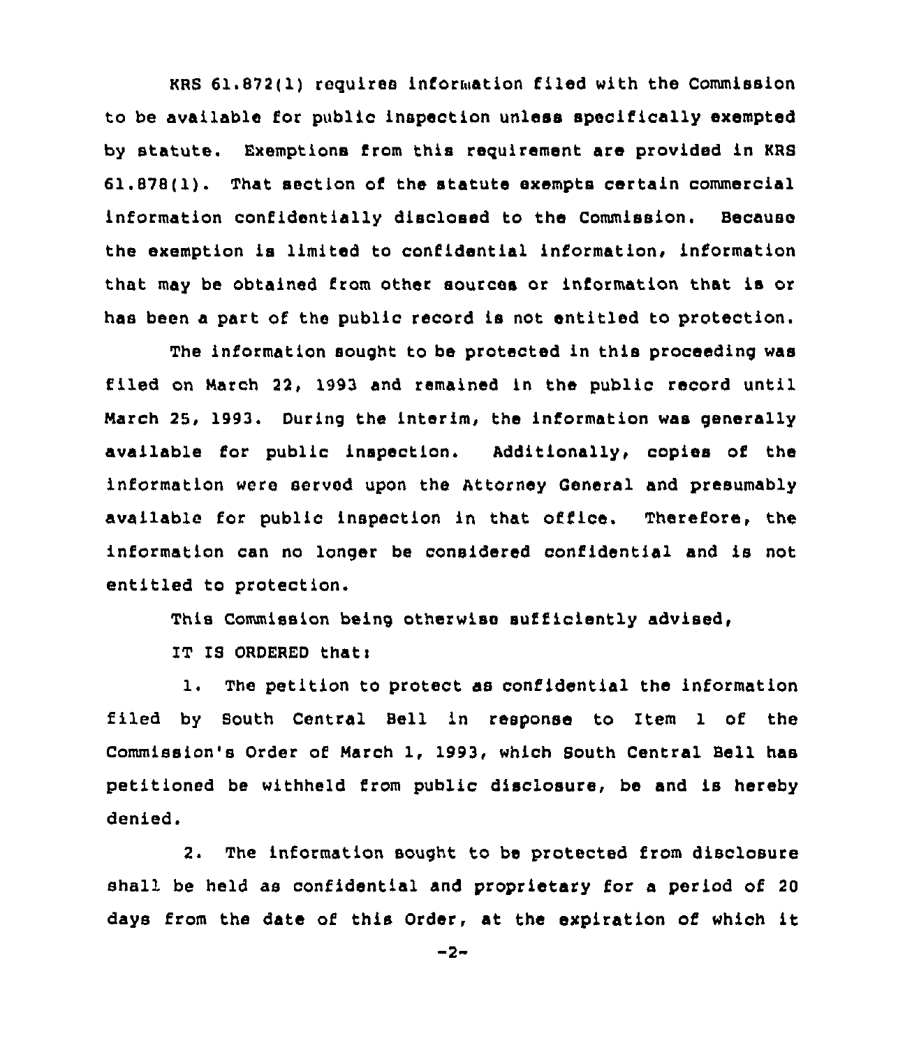KRS 61.872(1) requires information filed with the Commission to be available for public inspection unless specifically exempted by statute. Exemptions from this requirement are provided in KRS 61.878(1). That section of the statute exempts certain commercial information confidentially disclosed to the Commission. Because the exemption is limited to confidential information, information that may be obtained from other sources or information that is or has been a part of the public record is not entitled to protection.

The information sought to be protected in this proceeding was filed on March 22, 1993 and remained in the public record until March 25, 1993. During the interim, the information was generally available for public inspection. Additionally, copies of the information were served upon the Attorney General and presumably available for public inspection in that office. Therefore, the information can no longer be considered confidential and is not entitled to protection.

This Commission being otherwise sufficiently advised,

IT IS ORDERED that:

1. The petition to protect as confidential the information filed by South Central Bell in response to Item 1 of the Commission's Order of March 1, 1993, which South Central Bell has petitioned be withheld from public disclosure, be and is hereby denied.

2. The information sought to be protected from disclosure shall be held as confidential and proprietary for a period of 20 days from the date of this Order, at the expiration of which it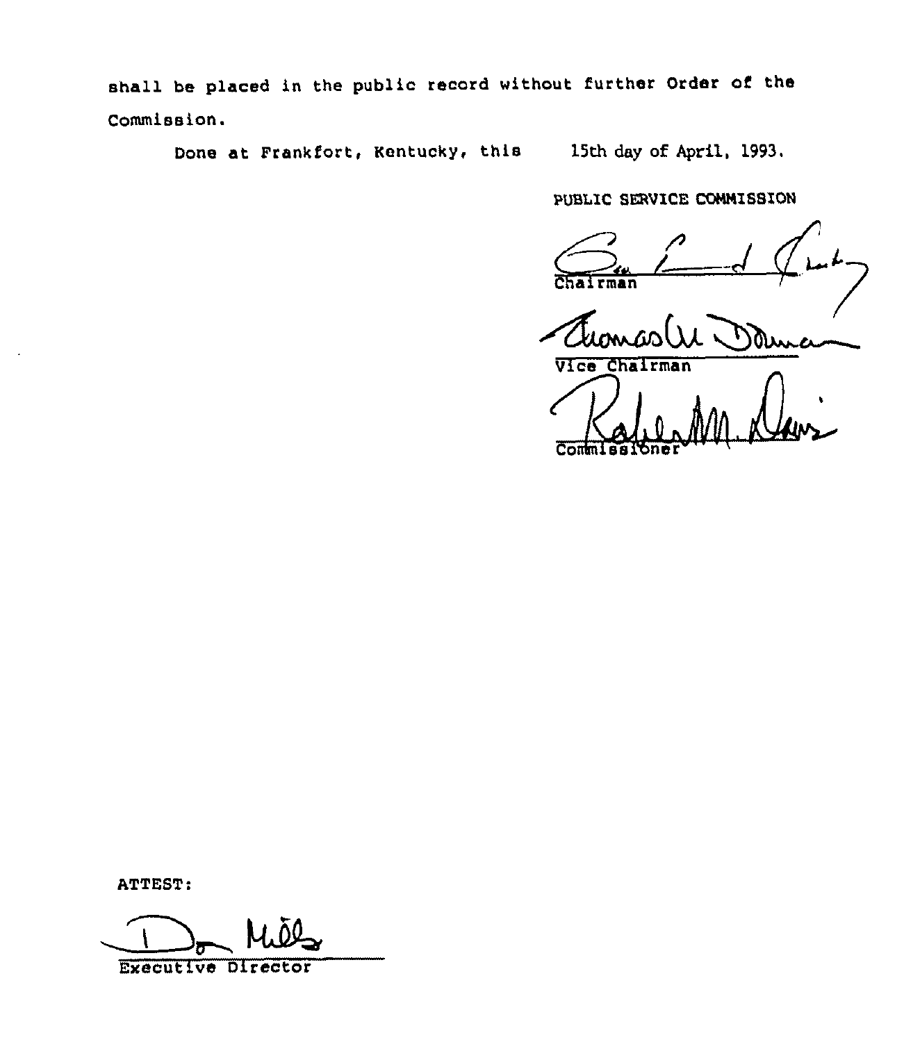shall be placed in the public record without further Order of the Commission.

Done at Frankfort, Kentucky, this 15th day of April, 1993.

PUBLIC SERVICE COMMISSION

Chairman

Vice Chairman

Commissioner

ATTEST:

Executive Director